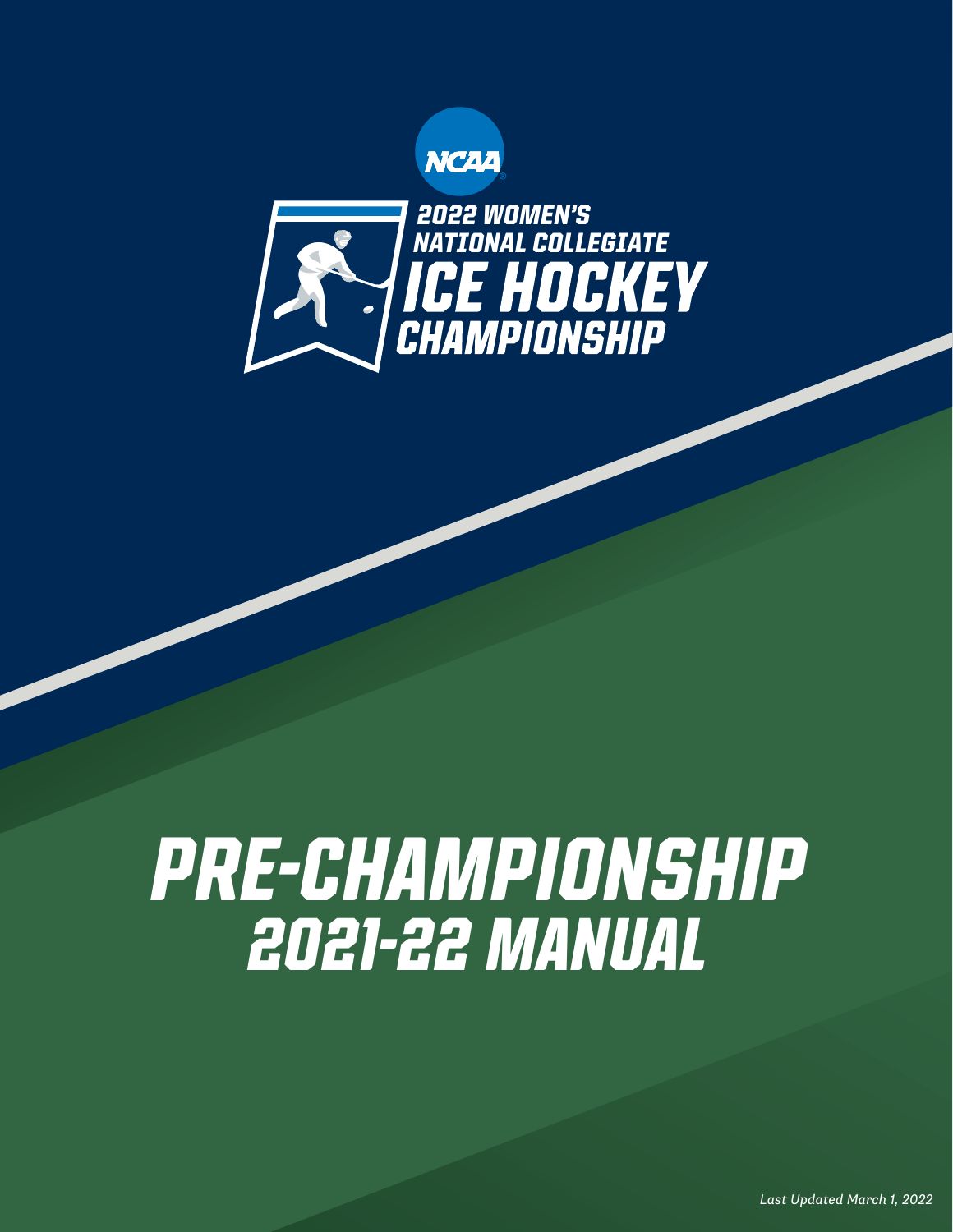NCAA

# 2022 WOMEN'S NATIONAL COLLEGIATE ICE HOCKEY CHAMPIONSHIP

# PRE-CHAMPIONSHIP 2021-22 MANUAL

*Last Updated March 1, 2022*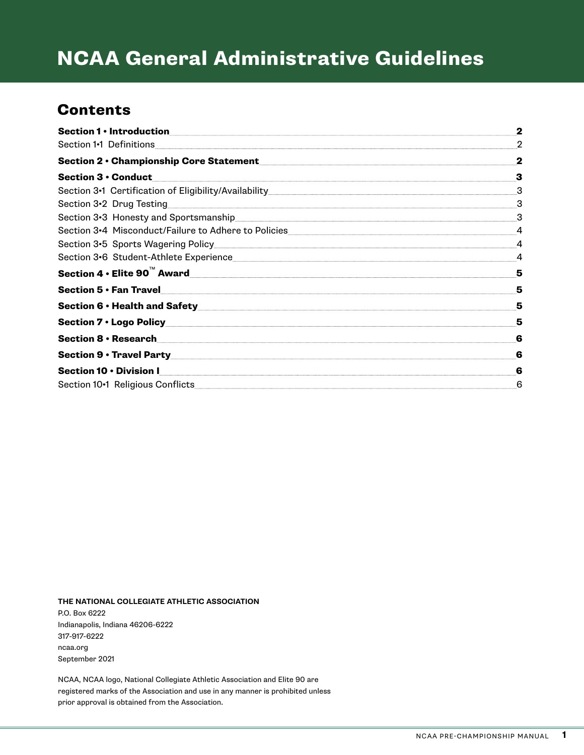# NCAA General Administrative Guidelines

## Contents

**Section 1 • Introduction** .......... **2**
Section 1•1 Definitions .......... 2

**Section 2 • Championship Core Statement** .......... **2**

**Section 3 • Conduct** .......... **3**
Section 3•1 Certification of Eligibility/Availability .......... 3
Section 3•2 Drug Testing .......... 3
Section 3•3 Honesty and Sportsmanship .......... 3
Section 3•4 Misconduct/Failure to Adhere to Policies .......... 4
Section 3•5 Sports Wagering Policy .......... 4
Section 3•6 Student-Athlete Experience .......... 4

**Section 4 • Elite 90™ Award** .......... **5**

**Section 5 • Fan Travel** .......... **5**

**Section 6 • Health and Safety** .......... **5**

**Section 7 • Logo Policy** .......... **5**

**Section 8 • Research** .......... **6**

**Section 9 • Travel Party** .......... **6**

**Section 10 • Division I** .......... **6**
Section 10•1 Religious Conflicts .......... 6

**THE NATIONAL COLLEGIATE ATHLETIC ASSOCIATION**
P.O. Box 6222
Indianapolis, Indiana 46206-6222
317-917-6222
ncaa.org
September 2021

NCAA, NCAA logo, National Collegiate Athletic Association and Elite 90 are registered marks of the Association and use in any manner is prohibited unless prior approval is obtained from the Association.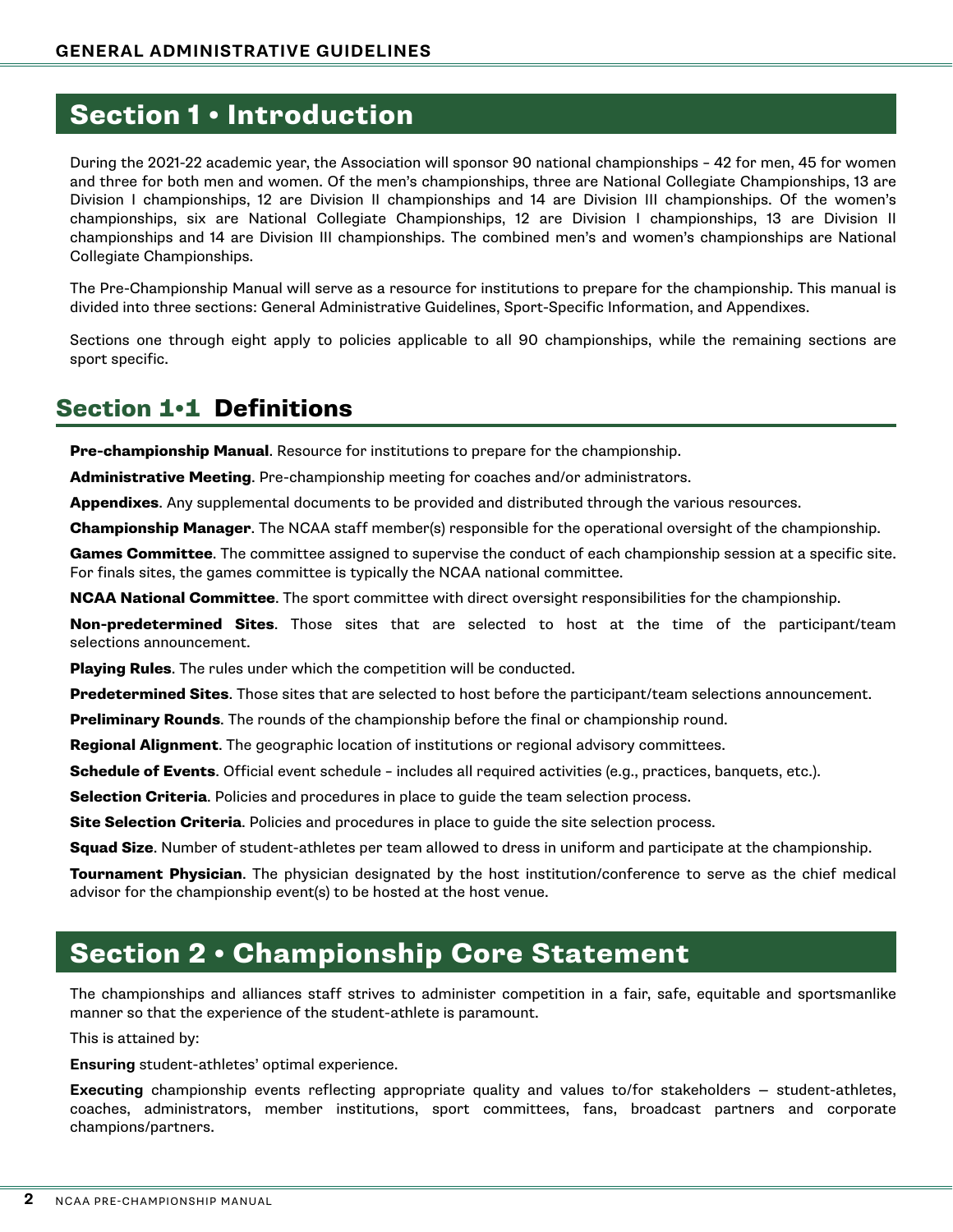# Section 1 • Introduction

During the 2021-22 academic year, the Association will sponsor 90 national championships – 42 for men, 45 for women and three for both men and women. Of the men's championships, three are National Collegiate Championships, 13 are Division I championships, 12 are Division II championships and 14 are Division III championships. Of the women's championships, six are National Collegiate Championships, 12 are Division I championships, 13 are Division II championships and 14 are Division III championships. The combined men's and women's championships are National Collegiate Championships.

The Pre-Championship Manual will serve as a resource for institutions to prepare for the championship. This manual is divided into three sections: General Administrative Guidelines, Sport-Specific Information, and Appendixes.

Sections one through eight apply to policies applicable to all 90 championships, while the remaining sections are sport specific.

## Section 1•1 Definitions

**Pre-championship Manual**. Resource for institutions to prepare for the championship.

**Administrative Meeting**. Pre-championship meeting for coaches and/or administrators.

**Appendixes**. Any supplemental documents to be provided and distributed through the various resources.

**Championship Manager**. The NCAA staff member(s) responsible for the operational oversight of the championship.

**Games Committee**. The committee assigned to supervise the conduct of each championship session at a specific site. For finals sites, the games committee is typically the NCAA national committee.

**NCAA National Committee**. The sport committee with direct oversight responsibilities for the championship.

**Non-predetermined Sites**. Those sites that are selected to host at the time of the participant/team selections announcement.

**Playing Rules**. The rules under which the competition will be conducted.

**Predetermined Sites**. Those sites that are selected to host before the participant/team selections announcement.

**Preliminary Rounds**. The rounds of the championship before the final or championship round.

**Regional Alignment**. The geographic location of institutions or regional advisory committees.

**Schedule of Events**. Official event schedule – includes all required activities (e.g., practices, banquets, etc.).

**Selection Criteria**. Policies and procedures in place to guide the team selection process.

**Site Selection Criteria**. Policies and procedures in place to guide the site selection process.

**Squad Size**. Number of student-athletes per team allowed to dress in uniform and participate at the championship.

**Tournament Physician**. The physician designated by the host institution/conference to serve as the chief medical advisor for the championship event(s) to be hosted at the host venue.

# Section 2 • Championship Core Statement

The championships and alliances staff strives to administer competition in a fair, safe, equitable and sportsmanlike manner so that the experience of the student-athlete is paramount.

This is attained by:

**Ensuring** student-athletes' optimal experience.

**Executing** championship events reflecting appropriate quality and values to/for stakeholders — student-athletes, coaches, administrators, member institutions, sport committees, fans, broadcast partners and corporate champions/partners.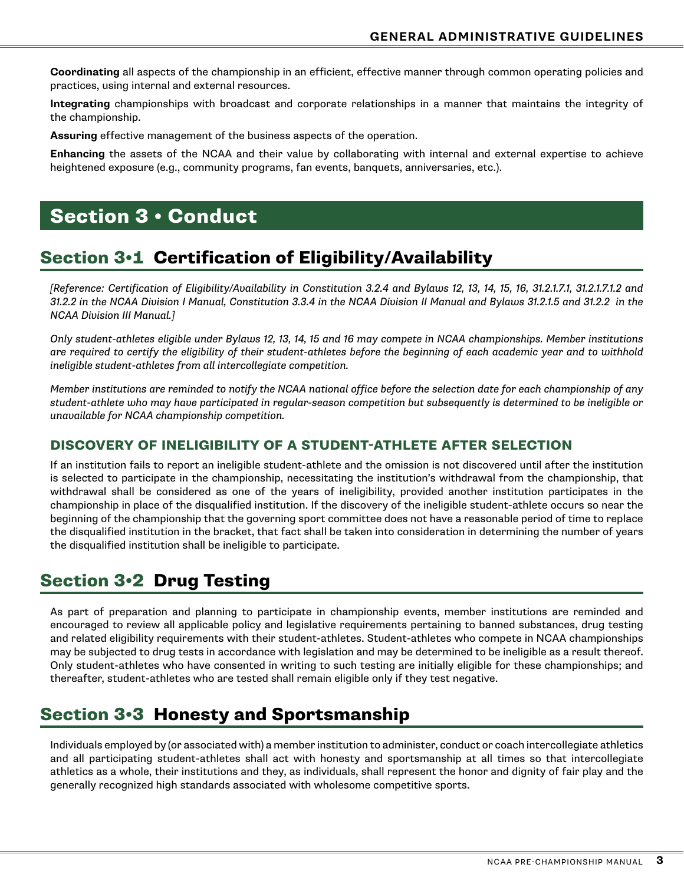**Coordinating** all aspects of the championship in an efficient, effective manner through common operating policies and practices, using internal and external resources.

**Integrating** championships with broadcast and corporate relationships in a manner that maintains the integrity of the championship.

**Assuring** effective management of the business aspects of the operation.

**Enhancing** the assets of the NCAA and their value by collaborating with internal and external expertise to achieve heightened exposure (e.g., community programs, fan events, banquets, anniversaries, etc.).

# Section 3 • Conduct

## Section 3•1 Certification of Eligibility/Availability

*[Reference: Certification of Eligibility/Availability in Constitution 3.2.4 and Bylaws 12, 13, 14, 15, 16, 31.2.1.7.1, 31.2.1.7.1.2 and 31.2.2 in the NCAA Division I Manual, Constitution 3.3.4 in the NCAA Division II Manual and Bylaws 31.2.1.5 and 31.2.2 in the NCAA Division III Manual.]*

*Only student-athletes eligible under Bylaws 12, 13, 14, 15 and 16 may compete in NCAA championships. Member institutions are required to certify the eligibility of their student-athletes before the beginning of each academic year and to withhold ineligible student-athletes from all intercollegiate competition.*

*Member institutions are reminded to notify the NCAA national office before the selection date for each championship of any student-athlete who may have participated in regular-season competition but subsequently is determined to be ineligible or unavailable for NCAA championship competition.*

### DISCOVERY OF INELIGIBILITY OF A STUDENT-ATHLETE AFTER SELECTION

If an institution fails to report an ineligible student-athlete and the omission is not discovered until after the institution is selected to participate in the championship, necessitating the institution's withdrawal from the championship, that withdrawal shall be considered as one of the years of ineligibility, provided another institution participates in the championship in place of the disqualified institution. If the discovery of the ineligible student-athlete occurs so near the beginning of the championship that the governing sport committee does not have a reasonable period of time to replace the disqualified institution in the bracket, that fact shall be taken into consideration in determining the number of years the disqualified institution shall be ineligible to participate.

## Section 3•2 Drug Testing

As part of preparation and planning to participate in championship events, member institutions are reminded and encouraged to review all applicable policy and legislative requirements pertaining to banned substances, drug testing and related eligibility requirements with their student-athletes. Student-athletes who compete in NCAA championships may be subjected to drug tests in accordance with legislation and may be determined to be ineligible as a result thereof. Only student-athletes who have consented in writing to such testing are initially eligible for these championships; and thereafter, student-athletes who are tested shall remain eligible only if they test negative.

## Section 3•3 Honesty and Sportsmanship

Individuals employed by (or associated with) a member institution to administer, conduct or coach intercollegiate athletics and all participating student-athletes shall act with honesty and sportsmanship at all times so that intercollegiate athletics as a whole, their institutions and they, as individuals, shall represent the honor and dignity of fair play and the generally recognized high standards associated with wholesome competitive sports.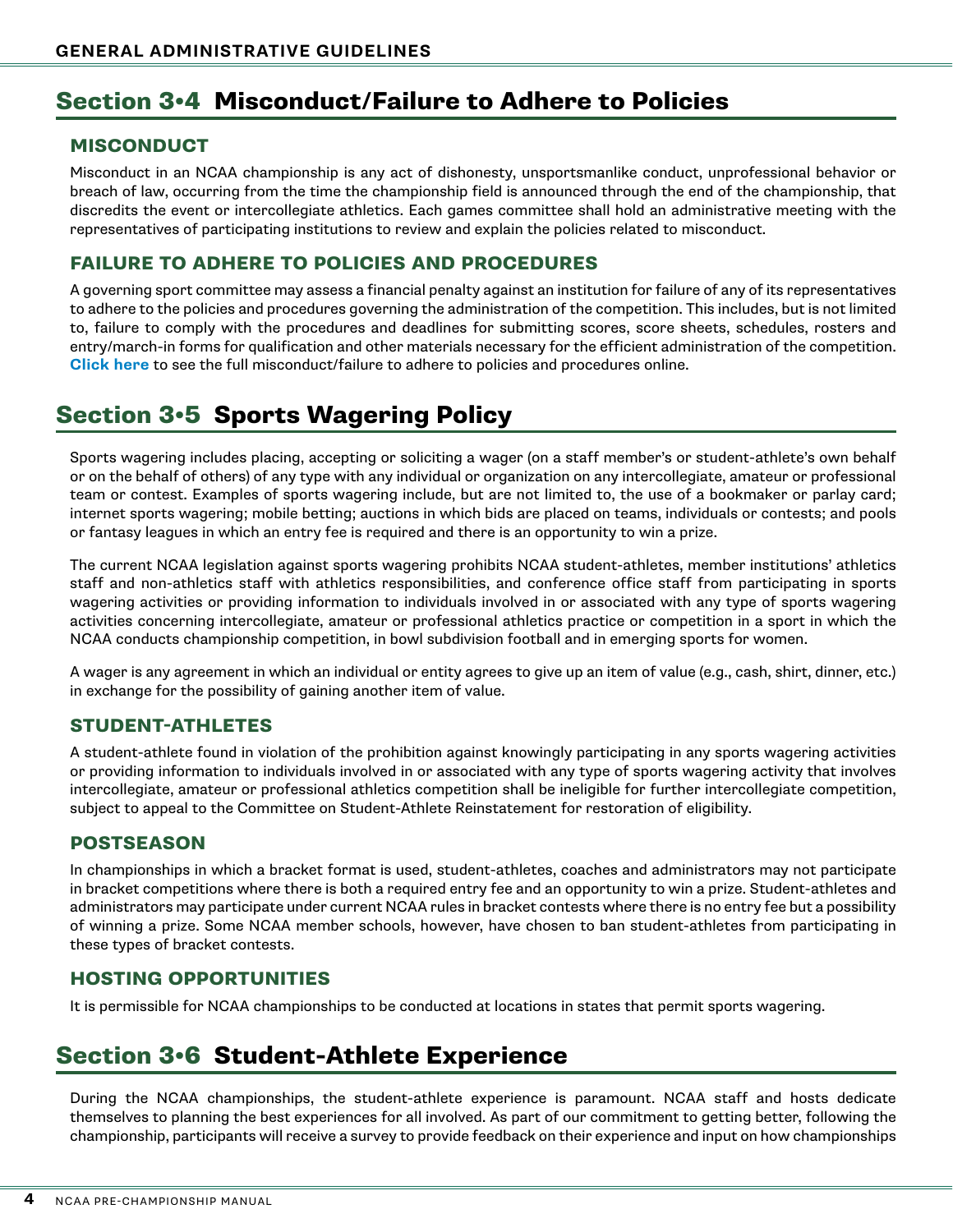## Section 3•4 Misconduct/Failure to Adhere to Policies

### MISCONDUCT

Misconduct in an NCAA championship is any act of dishonesty, unsportsmanlike conduct, unprofessional behavior or breach of law, occurring from the time the championship field is announced through the end of the championship, that discredits the event or intercollegiate athletics. Each games committee shall hold an administrative meeting with the representatives of participating institutions to review and explain the policies related to misconduct.

### FAILURE TO ADHERE TO POLICIES AND PROCEDURES

A governing sport committee may assess a financial penalty against an institution for failure of any of its representatives to adhere to the policies and procedures governing the administration of the competition. This includes, but is not limited to, failure to comply with the procedures and deadlines for submitting scores, score sheets, schedules, rosters and entry/march-in forms for qualification and other materials necessary for the efficient administration of the competition. **Click here** to see the full misconduct/failure to adhere to policies and procedures online.

## Section 3•5 Sports Wagering Policy

Sports wagering includes placing, accepting or soliciting a wager (on a staff member's or student-athlete's own behalf or on the behalf of others) of any type with any individual or organization on any intercollegiate, amateur or professional team or contest. Examples of sports wagering include, but are not limited to, the use of a bookmaker or parlay card; internet sports wagering; mobile betting; auctions in which bids are placed on teams, individuals or contests; and pools or fantasy leagues in which an entry fee is required and there is an opportunity to win a prize.

The current NCAA legislation against sports wagering prohibits NCAA student-athletes, member institutions' athletics staff and non-athletics staff with athletics responsibilities, and conference office staff from participating in sports wagering activities or providing information to individuals involved in or associated with any type of sports wagering activities concerning intercollegiate, amateur or professional athletics practice or competition in a sport in which the NCAA conducts championship competition, in bowl subdivision football and in emerging sports for women.

A wager is any agreement in which an individual or entity agrees to give up an item of value (e.g., cash, shirt, dinner, etc.) in exchange for the possibility of gaining another item of value.

### STUDENT-ATHLETES

A student-athlete found in violation of the prohibition against knowingly participating in any sports wagering activities or providing information to individuals involved in or associated with any type of sports wagering activity that involves intercollegiate, amateur or professional athletics competition shall be ineligible for further intercollegiate competition, subject to appeal to the Committee on Student-Athlete Reinstatement for restoration of eligibility.

### POSTSEASON

In championships in which a bracket format is used, student-athletes, coaches and administrators may not participate in bracket competitions where there is both a required entry fee and an opportunity to win a prize. Student-athletes and administrators may participate under current NCAA rules in bracket contests where there is no entry fee but a possibility of winning a prize. Some NCAA member schools, however, have chosen to ban student-athletes from participating in these types of bracket contests.

### HOSTING OPPORTUNITIES

It is permissible for NCAA championships to be conducted at locations in states that permit sports wagering.

## Section 3•6 Student-Athlete Experience

During the NCAA championships, the student-athlete experience is paramount. NCAA staff and hosts dedicate themselves to planning the best experiences for all involved. As part of our commitment to getting better, following the championship, participants will receive a survey to provide feedback on their experience and input on how championships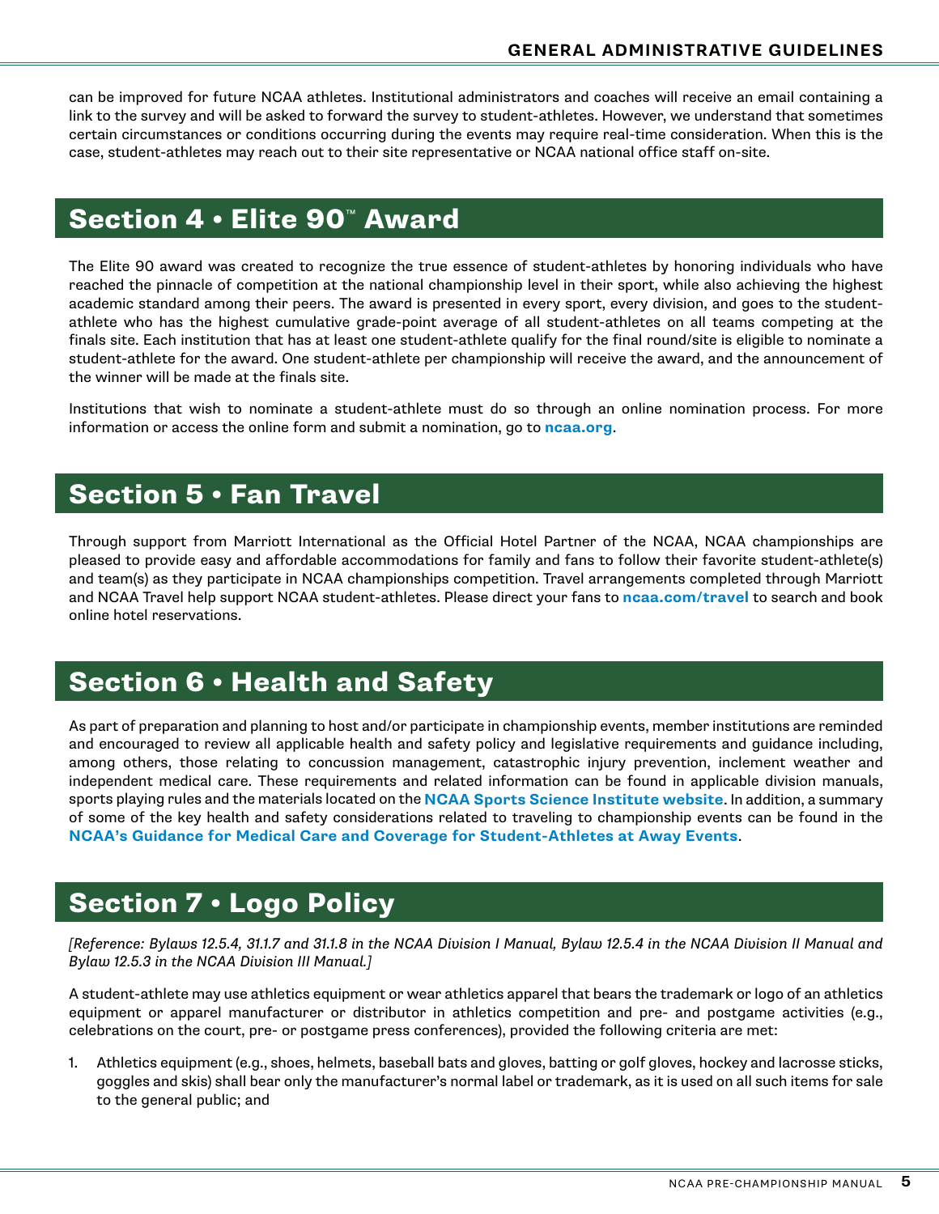can be improved for future NCAA athletes. Institutional administrators and coaches will receive an email containing a link to the survey and will be asked to forward the survey to student-athletes. However, we understand that sometimes certain circumstances or conditions occurring during the events may require real-time consideration. When this is the case, student-athletes may reach out to their site representative or NCAA national office staff on-site.

## Section 4 • Elite 90™ Award

The Elite 90 award was created to recognize the true essence of student-athletes by honoring individuals who have reached the pinnacle of competition at the national championship level in their sport, while also achieving the highest academic standard among their peers. The award is presented in every sport, every division, and goes to the student-athlete who has the highest cumulative grade-point average of all student-athletes on all teams competing at the finals site. Each institution that has at least one student-athlete qualify for the final round/site is eligible to nominate a student-athlete for the award. One student-athlete per championship will receive the award, and the announcement of the winner will be made at the finals site.

Institutions that wish to nominate a student-athlete must do so through an online nomination process. For more information or access the online form and submit a nomination, go to **ncaa.org**.

## Section 5 • Fan Travel

Through support from Marriott International as the Official Hotel Partner of the NCAA, NCAA championships are pleased to provide easy and affordable accommodations for family and fans to follow their favorite student-athlete(s) and team(s) as they participate in NCAA championships competition. Travel arrangements completed through Marriott and NCAA Travel help support NCAA student-athletes. Please direct your fans to **ncaa.com/travel** to search and book online hotel reservations.

## Section 6 • Health and Safety

As part of preparation and planning to host and/or participate in championship events, member institutions are reminded and encouraged to review all applicable health and safety policy and legislative requirements and guidance including, among others, those relating to concussion management, catastrophic injury prevention, inclement weather and independent medical care. These requirements and related information can be found in applicable division manuals, sports playing rules and the materials located on the **NCAA Sports Science Institute website**. In addition, a summary of some of the key health and safety considerations related to traveling to championship events can be found in the **NCAA's Guidance for Medical Care and Coverage for Student-Athletes at Away Events**.

## Section 7 • Logo Policy

*[Reference: Bylaws 12.5.4, 31.1.7 and 31.1.8 in the NCAA Division I Manual, Bylaw 12.5.4 in the NCAA Division II Manual and Bylaw 12.5.3 in the NCAA Division III Manual.]*

A student-athlete may use athletics equipment or wear athletics apparel that bears the trademark or logo of an athletics equipment or apparel manufacturer or distributor in athletics competition and pre- and postgame activities (e.g., celebrations on the court, pre- or postgame press conferences), provided the following criteria are met:

1. Athletics equipment (e.g., shoes, helmets, baseball bats and gloves, batting or golf gloves, hockey and lacrosse sticks, goggles and skis) shall bear only the manufacturer's normal label or trademark, as it is used on all such items for sale to the general public; and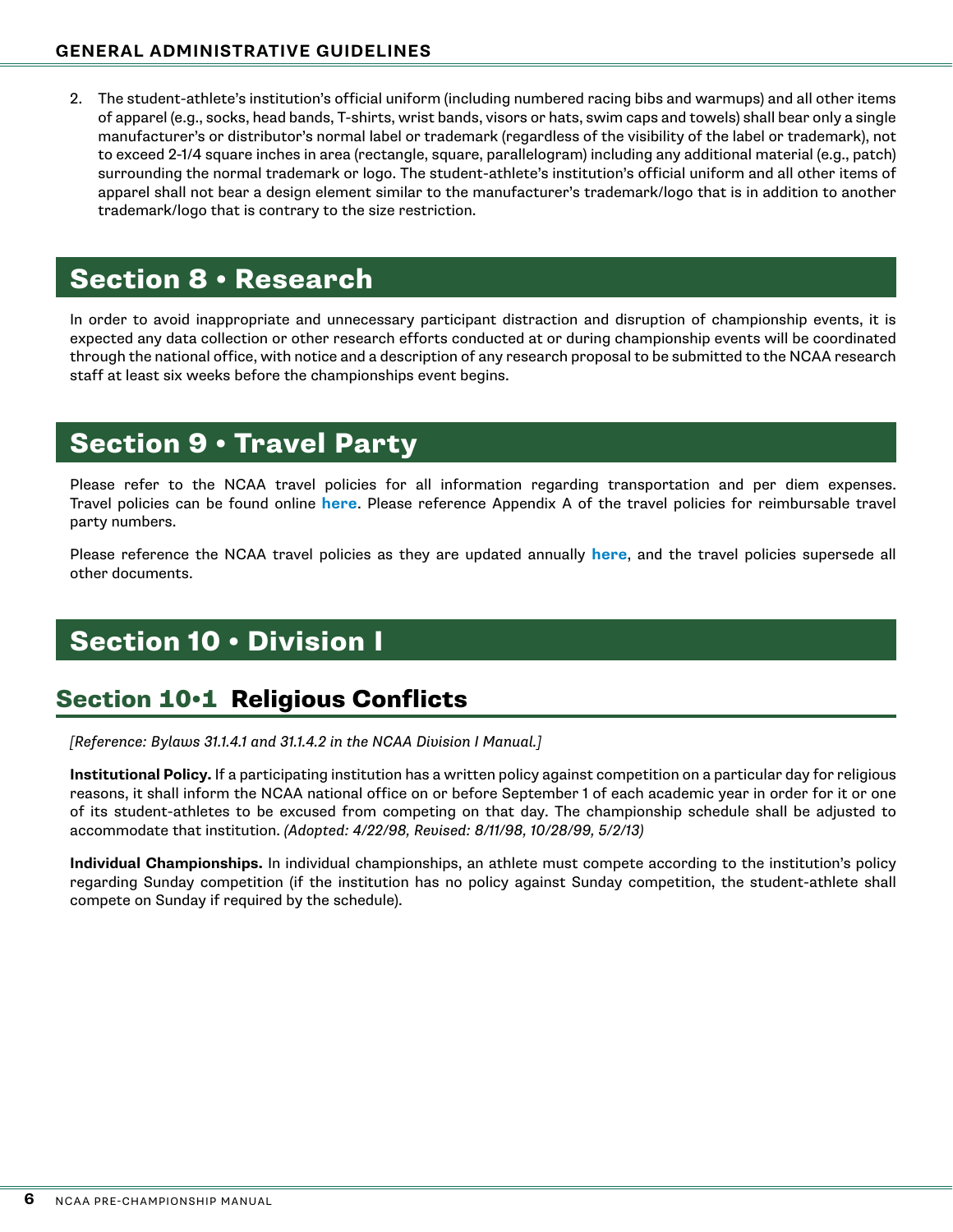2. The student-athlete's institution's official uniform (including numbered racing bibs and warmups) and all other items of apparel (e.g., socks, head bands, T-shirts, wrist bands, visors or hats, swim caps and towels) shall bear only a single manufacturer's or distributor's normal label or trademark (regardless of the visibility of the label or trademark), not to exceed 2-1/4 square inches in area (rectangle, square, parallelogram) including any additional material (e.g., patch) surrounding the normal trademark or logo. The student-athlete's institution's official uniform and all other items of apparel shall not bear a design element similar to the manufacturer's trademark/logo that is in addition to another trademark/logo that is contrary to the size restriction.

# Section 8 • Research

In order to avoid inappropriate and unnecessary participant distraction and disruption of championship events, it is expected any data collection or other research efforts conducted at or during championship events will be coordinated through the national office, with notice and a description of any research proposal to be submitted to the NCAA research staff at least six weeks before the championships event begins.

# Section 9 • Travel Party

Please refer to the NCAA travel policies for all information regarding transportation and per diem expenses. Travel policies can be found online **here**. Please reference Appendix A of the travel policies for reimbursable travel party numbers.

Please reference the NCAA travel policies as they are updated annually **here**, and the travel policies supersede all other documents.

# Section 10 • Division I

## Section 10•1 Religious Conflicts

*[Reference: Bylaws 31.1.4.1 and 31.1.4.2 in the NCAA Division I Manual.]*

**Institutional Policy.** If a participating institution has a written policy against competition on a particular day for religious reasons, it shall inform the NCAA national office on or before September 1 of each academic year in order for it or one of its student-athletes to be excused from competing on that day. The championship schedule shall be adjusted to accommodate that institution. *(Adopted: 4/22/98, Revised: 8/11/98, 10/28/99, 5/2/13)*

**Individual Championships.** In individual championships, an athlete must compete according to the institution's policy regarding Sunday competition (if the institution has no policy against Sunday competition, the student-athlete shall compete on Sunday if required by the schedule).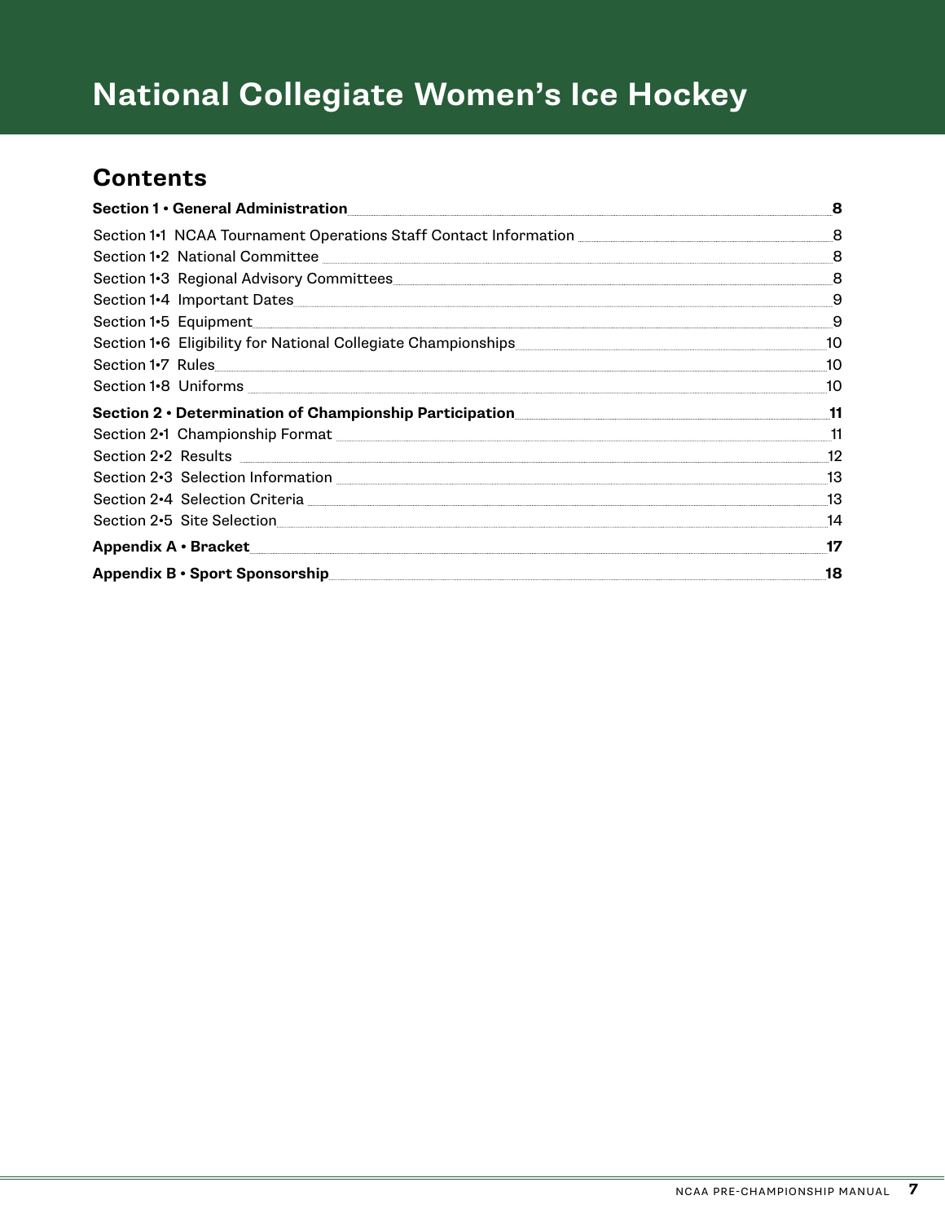# National Collegiate Women's Ice Hockey

## Contents

**Section 1 • General Administration** .......... **8**

Section 1•1 NCAA Tournament Operations Staff Contact Information .......... 8
Section 1•2 National Committee .......... 8
Section 1•3 Regional Advisory Committees .......... 8
Section 1•4 Important Dates .......... 9
Section 1•5 Equipment .......... 9
Section 1•6 Eligibility for National Collegiate Championships .......... 10
Section 1•7 Rules .......... 10
Section 1•8 Uniforms .......... 10

**Section 2 • Determination of Championship Participation** .......... **11**

Section 2•1 Championship Format .......... 11
Section 2•2 Results .......... 12
Section 2•3 Selection Information .......... 13
Section 2•4 Selection Criteria .......... 13
Section 2•5 Site Selection .......... 14

**Appendix A • Bracket** .......... **17**

**Appendix B • Sport Sponsorship** .......... **18**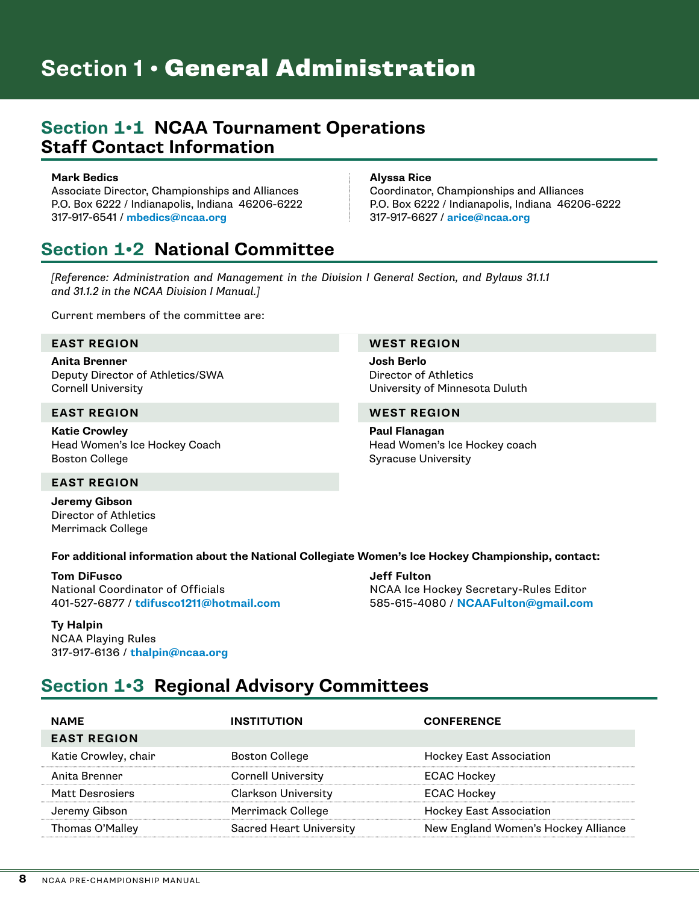# Section 1 • General Administration

## Section 1•1 NCAA Tournament Operations Staff Contact Information

**Mark Bedics**
Associate Director, Championships and Alliances
P.O. Box 6222 / Indianapolis, Indiana 46206-6222
317-917-6541 / **mbedics@ncaa.org**

**Alyssa Rice**
Coordinator, Championships and Alliances
P.O. Box 6222 / Indianapolis, Indiana 46206-6222
317-917-6627 / **arice@ncaa.org**

## Section 1•2 National Committee

*[Reference: Administration and Management in the Division I General Section, and Bylaws 31.1.1 and 31.1.2 in the NCAA Division I Manual.]*

Current members of the committee are:

**EAST REGION**

**Anita Brenner**
Deputy Director of Athletics/SWA
Cornell University

**EAST REGION**

**Katie Crowley**
Head Women's Ice Hockey Coach
Boston College

**EAST REGION**

**Jeremy Gibson**
Director of Athletics
Merrimack College

**WEST REGION**

**Josh Berlo**
Director of Athletics
University of Minnesota Duluth

**WEST REGION**

**Paul Flanagan**
Head Women's Ice Hockey coach
Syracuse University

**For additional information about the National Collegiate Women's Ice Hockey Championship, contact:**

**Tom DiFusco**
National Coordinator of Officials
401-527-6877 / **tdifusco1211@hotmail.com**

**Ty Halpin**
NCAA Playing Rules
317-917-6136 / **thalpin@ncaa.org**

**Jeff Fulton**
NCAA Ice Hockey Secretary-Rules Editor
585-615-4080 / **NCAAFulton@gmail.com**

## Section 1•3 Regional Advisory Committees

| NAME | INSTITUTION | CONFERENCE |
|---|---|---|
| **EAST REGION** | | |
| Katie Crowley, chair | Boston College | Hockey East Association |
| Anita Brenner | Cornell University | ECAC Hockey |
| Matt Desrosiers | Clarkson University | ECAC Hockey |
| Jeremy Gibson | Merrimack College | Hockey East Association |
| Thomas O'Malley | Sacred Heart University | New England Women's Hockey Alliance |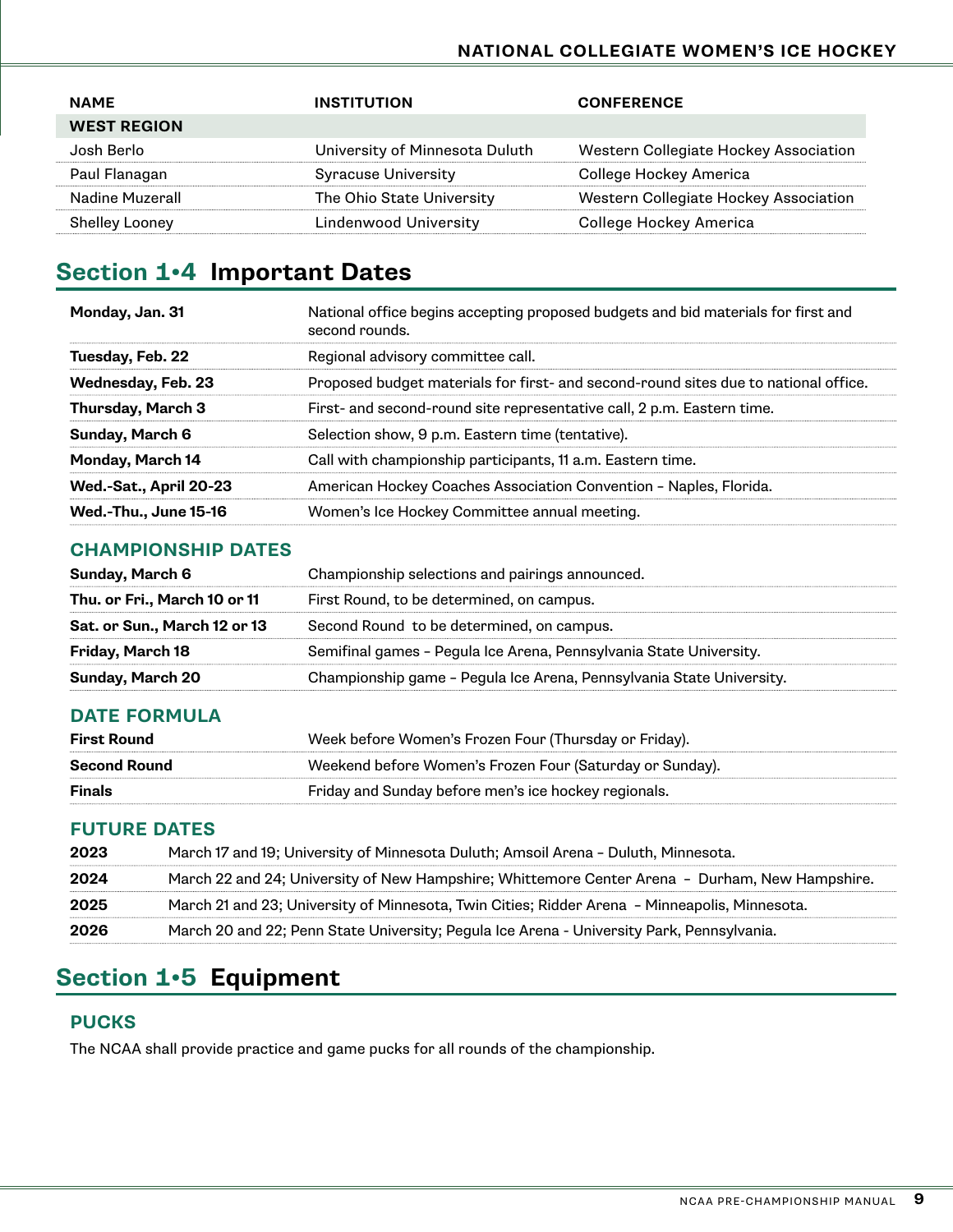| NAME | INSTITUTION | CONFERENCE |
|---|---|---|
| **WEST REGION** | | |
| Josh Berlo | University of Minnesota Duluth | Western Collegiate Hockey Association |
| Paul Flanagan | Syracuse University | College Hockey America |
| Nadine Muzerall | The Ohio State University | Western Collegiate Hockey Association |
| Shelley Looney | Lindenwood University | College Hockey America |

## Section 1•4 Important Dates

| | |
|---|---|
| **Monday, Jan. 31** | National office begins accepting proposed budgets and bid materials for first and second rounds. |
| **Tuesday, Feb. 22** | Regional advisory committee call. |
| **Wednesday, Feb. 23** | Proposed budget materials for first- and second-round sites due to national office. |
| **Thursday, March 3** | First- and second-round site representative call, 2 p.m. Eastern time. |
| **Sunday, March 6** | Selection show, 9 p.m. Eastern time (tentative). |
| **Monday, March 14** | Call with championship participants, 11 a.m. Eastern time. |
| **Wed.-Sat., April 20-23** | American Hockey Coaches Association Convention – Naples, Florida. |
| **Wed.-Thu., June 15-16** | Women's Ice Hockey Committee annual meeting. |

### CHAMPIONSHIP DATES

| | |
|---|---|
| **Sunday, March 6** | Championship selections and pairings announced. |
| **Thu. or Fri., March 10 or 11** | First Round, to be determined, on campus. |
| **Sat. or Sun., March 12 or 13** | Second Round to be determined, on campus. |
| **Friday, March 18** | Semifinal games – Pegula Ice Arena, Pennsylvania State University. |
| **Sunday, March 20** | Championship game – Pegula Ice Arena, Pennsylvania State University. |

### DATE FORMULA

| | |
|---|---|
| **First Round** | Week before Women's Frozen Four (Thursday or Friday). |
| **Second Round** | Weekend before Women's Frozen Four (Saturday or Sunday). |
| **Finals** | Friday and Sunday before men's ice hockey regionals. |

### FUTURE DATES

| | |
|---|---|
| **2023** | March 17 and 19; University of Minnesota Duluth; Amsoil Arena – Duluth, Minnesota. |
| **2024** | March 22 and 24; University of New Hampshire; Whittemore Center Arena – Durham, New Hampshire. |
| **2025** | March 21 and 23; University of Minnesota, Twin Cities; Ridder Arena – Minneapolis, Minnesota. |
| **2026** | March 20 and 22; Penn State University; Pegula Ice Arena - University Park, Pennsylvania. |

## Section 1•5 Equipment

### PUCKS

The NCAA shall provide practice and game pucks for all rounds of the championship.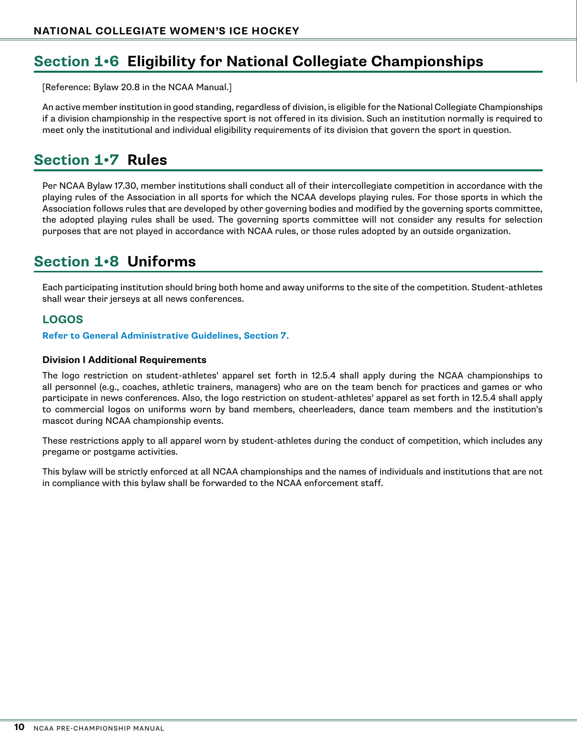## Section 1•6 Eligibility for National Collegiate Championships

[Reference: Bylaw 20.8 in the NCAA Manual.]

An active member institution in good standing, regardless of division, is eligible for the National Collegiate Championships if a division championship in the respective sport is not offered in its division. Such an institution normally is required to meet only the institutional and individual eligibility requirements of its division that govern the sport in question.

## Section 1•7 Rules

Per NCAA Bylaw 17.30, member institutions shall conduct all of their intercollegiate competition in accordance with the playing rules of the Association in all sports for which the NCAA develops playing rules. For those sports in which the Association follows rules that are developed by other governing bodies and modified by the governing sports committee, the adopted playing rules shall be used. The governing sports committee will not consider any results for selection purposes that are not played in accordance with NCAA rules, or those rules adopted by an outside organization.

## Section 1•8 Uniforms

Each participating institution should bring both home and away uniforms to the site of the competition. Student-athletes shall wear their jerseys at all news conferences.

### LOGOS

**Refer to General Administrative Guidelines, Section 7.**

#### Division I Additional Requirements

The logo restriction on student-athletes' apparel set forth in 12.5.4 shall apply during the NCAA championships to all personnel (e.g., coaches, athletic trainers, managers) who are on the team bench for practices and games or who participate in news conferences. Also, the logo restriction on student-athletes' apparel as set forth in 12.5.4 shall apply to commercial logos on uniforms worn by band members, cheerleaders, dance team members and the institution's mascot during NCAA championship events.

These restrictions apply to all apparel worn by student-athletes during the conduct of competition, which includes any pregame or postgame activities.

This bylaw will be strictly enforced at all NCAA championships and the names of individuals and institutions that are not in compliance with this bylaw shall be forwarded to the NCAA enforcement staff.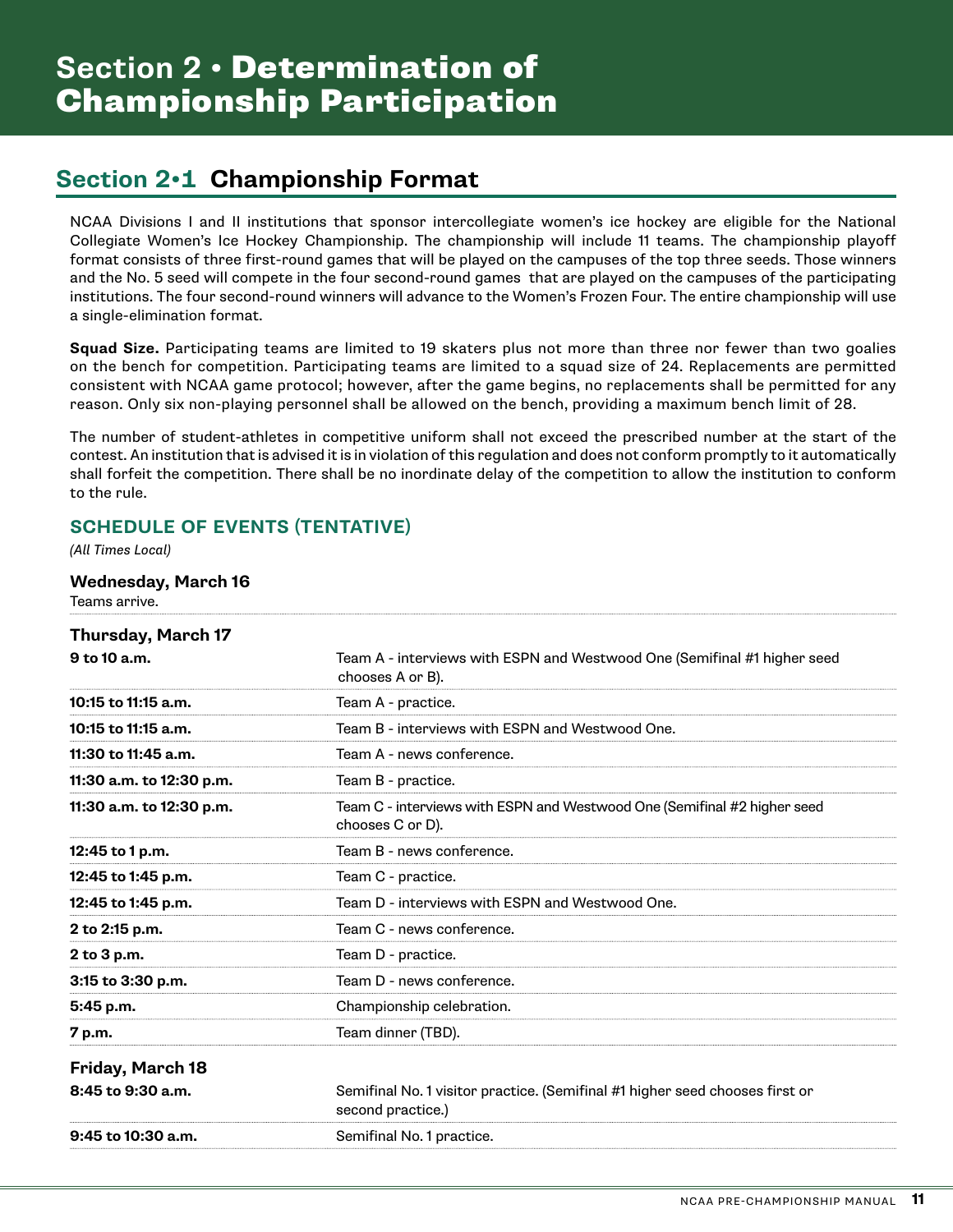# Section 2 • Determination of Championship Participation

## Section 2•1 Championship Format

NCAA Divisions I and II institutions that sponsor intercollegiate women's ice hockey are eligible for the National Collegiate Women's Ice Hockey Championship. The championship will include 11 teams. The championship playoff format consists of three first-round games that will be played on the campuses of the top three seeds. Those winners and the No. 5 seed will compete in the four second-round games that are played on the campuses of the participating institutions. The four second-round winners will advance to the Women's Frozen Four. The entire championship will use a single-elimination format.

**Squad Size.** Participating teams are limited to 19 skaters plus not more than three nor fewer than two goalies on the bench for competition. Participating teams are limited to a squad size of 24. Replacements are permitted consistent with NCAA game protocol; however, after the game begins, no replacements shall be permitted for any reason. Only six non-playing personnel shall be allowed on the bench, providing a maximum bench limit of 28.

The number of student-athletes in competitive uniform shall not exceed the prescribed number at the start of the contest. An institution that is advised it is in violation of this regulation and does not conform promptly to it automatically shall forfeit the competition. There shall be no inordinate delay of the competition to allow the institution to conform to the rule.

### SCHEDULE OF EVENTS (TENTATIVE)

*(All Times Local)*

**Wednesday, March 16**

Teams arrive.

**Thursday, March 17**

| | |
|---|---|
| **9 to 10 a.m.** | Team A - interviews with ESPN and Westwood One (Semifinal #1 higher seed chooses A or B). |
| **10:15 to 11:15 a.m.** | Team A - practice. |
| **10:15 to 11:15 a.m.** | Team B - interviews with ESPN and Westwood One. |
| **11:30 to 11:45 a.m.** | Team A - news conference. |
| **11:30 a.m. to 12:30 p.m.** | Team B - practice. |
| **11:30 a.m. to 12:30 p.m.** | Team C - interviews with ESPN and Westwood One (Semifinal #2 higher seed chooses C or D). |
| **12:45 to 1 p.m.** | Team B - news conference. |
| **12:45 to 1:45 p.m.** | Team C - practice. |
| **12:45 to 1:45 p.m.** | Team D - interviews with ESPN and Westwood One. |
| **2 to 2:15 p.m.** | Team C - news conference. |
| **2 to 3 p.m.** | Team D - practice. |
| **3:15 to 3:30 p.m.** | Team D - news conference. |
| **5:45 p.m.** | Championship celebration. |
| **7 p.m.** | Team dinner (TBD). |

**Friday, March 18**

| | |
|---|---|
| **8:45 to 9:30 a.m.** | Semifinal No. 1 visitor practice. (Semifinal #1 higher seed chooses first or second practice.) |
| **9:45 to 10:30 a.m.** | Semifinal No. 1 practice. |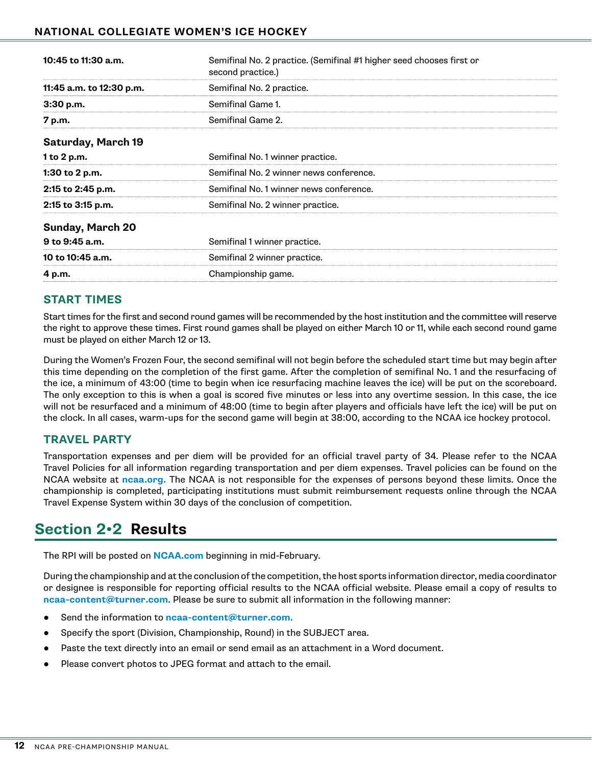| | |
|---|---|
| **10:45 to 11:30 a.m.** | Semifinal No. 2 practice. (Semifinal #1 higher seed chooses first or second practice.) |
| **11:45 a.m. to 12:30 p.m.** | Semifinal No. 2 practice. |
| **3:30 p.m.** | Semifinal Game 1. |
| **7 p.m.** | Semifinal Game 2. |

**Saturday, March 19**

| | |
|---|---|
| **1 to 2 p.m.** | Semifinal No. 1 winner practice. |
| **1:30 to 2 p.m.** | Semifinal No. 2 winner news conference. |
| **2:15 to 2:45 p.m.** | Semifinal No. 1 winner news conference. |
| **2:15 to 3:15 p.m.** | Semifinal No. 2 winner practice. |

**Sunday, March 20**

| | |
|---|---|
| **9 to 9:45 a.m.** | Semifinal 1 winner practice. |
| **10 to 10:45 a.m.** | Semifinal 2 winner practice. |
| **4 p.m.** | Championship game. |

### START TIMES

Start times for the first and second round games will be recommended by the host institution and the committee will reserve the right to approve these times. First round games shall be played on either March 10 or 11, while each second round game must be played on either March 12 or 13.

During the Women's Frozen Four, the second semifinal will not begin before the scheduled start time but may begin after this time depending on the completion of the first game. After the completion of semifinal No. 1 and the resurfacing of the ice, a minimum of 43:00 (time to begin when ice resurfacing machine leaves the ice) will be put on the scoreboard. The only exception to this is when a goal is scored five minutes or less into any overtime session. In this case, the ice will not be resurfaced and a minimum of 48:00 (time to begin after players and officials have left the ice) will be put on the clock. In all cases, warm-ups for the second game will begin at 38:00, according to the NCAA ice hockey protocol.

### TRAVEL PARTY

Transportation expenses and per diem will be provided for an official travel party of 34. Please refer to the NCAA Travel Policies for all information regarding transportation and per diem expenses. Travel policies can be found on the NCAA website at **ncaa.org.** The NCAA is not responsible for the expenses of persons beyond these limits. Once the championship is completed, participating institutions must submit reimbursement requests online through the NCAA Travel Expense System within 30 days of the conclusion of competition.

## Section 2•2 Results

The RPI will be posted on **NCAA.com** beginning in mid-February.

During the championship and at the conclusion of the competition, the host sports information director, media coordinator or designee is responsible for reporting official results to the NCAA official website. Please email a copy of results to **ncaa-content@turner.com**. Please be sure to submit all information in the following manner:

- Send the information to **ncaa-content@turner.com**.
- Specify the sport (Division, Championship, Round) in the SUBJECT area.
- Paste the text directly into an email or send email as an attachment in a Word document.
- Please convert photos to JPEG format and attach to the email.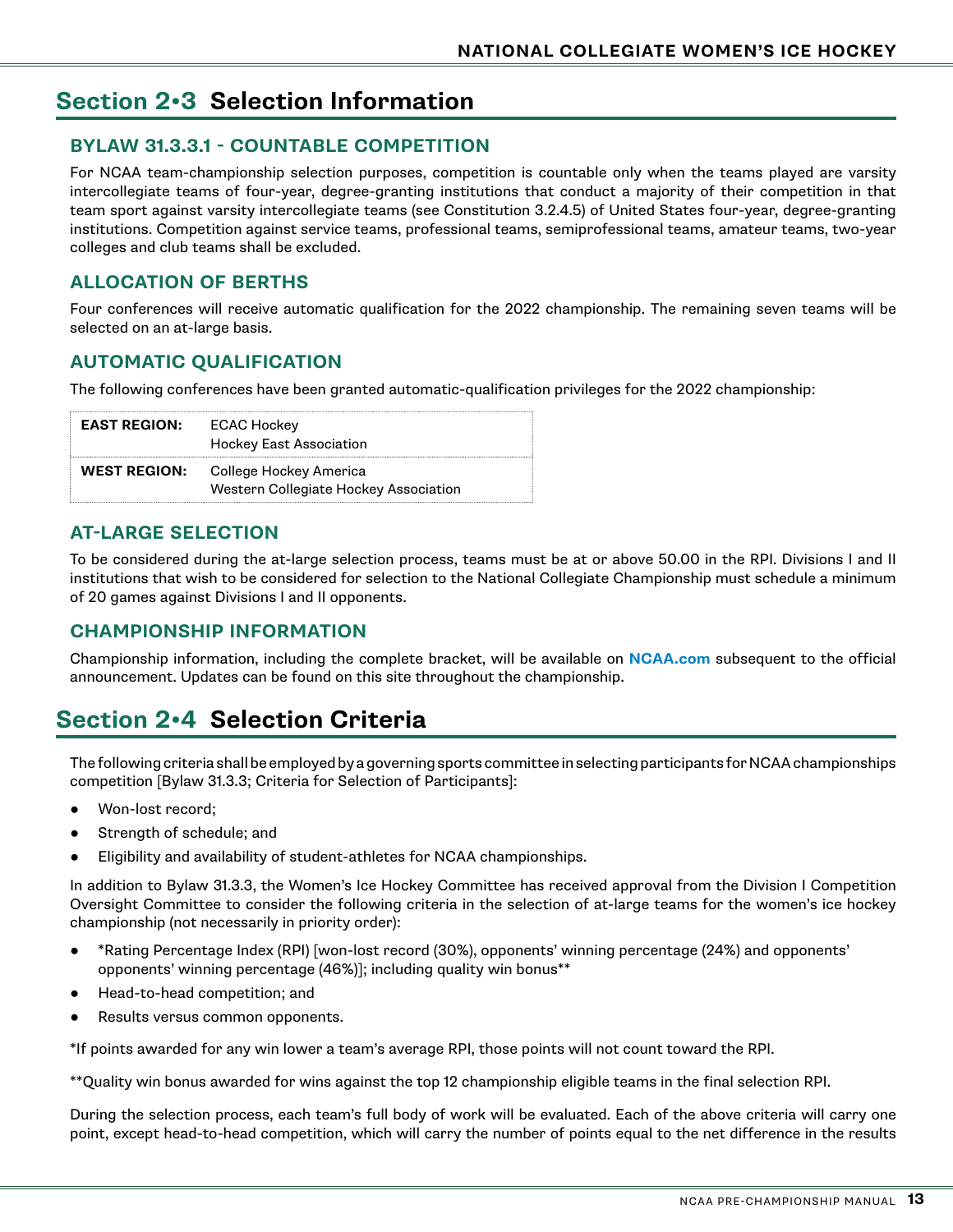## Section 2•3 Selection Information

### BYLAW 31.3.3.1 - COUNTABLE COMPETITION

For NCAA team-championship selection purposes, competition is countable only when the teams played are varsity intercollegiate teams of four-year, degree-granting institutions that conduct a majority of their competition in that team sport against varsity intercollegiate teams (see Constitution 3.2.4.5) of United States four-year, degree-granting institutions. Competition against service teams, professional teams, semiprofessional teams, amateur teams, two-year colleges and club teams shall be excluded.

### ALLOCATION OF BERTHS

Four conferences will receive automatic qualification for the 2022 championship. The remaining seven teams will be selected on an at-large basis.

### AUTOMATIC QUALIFICATION

The following conferences have been granted automatic-qualification privileges for the 2022 championship:

| | |
|---|---|
| **EAST REGION:** | ECAC Hockey<br>Hockey East Association |
| **WEST REGION:** | College Hockey America<br>Western Collegiate Hockey Association |

### AT-LARGE SELECTION

To be considered during the at-large selection process, teams must be at or above 50.00 in the RPI. Divisions I and II institutions that wish to be considered for selection to the National Collegiate Championship must schedule a minimum of 20 games against Divisions I and II opponents.

### CHAMPIONSHIP INFORMATION

Championship information, including the complete bracket, will be available on **NCAA.com** subsequent to the official announcement. Updates can be found on this site throughout the championship.

## Section 2•4 Selection Criteria

The following criteria shall be employed by a governing sports committee in selecting participants for NCAA championships competition [Bylaw 31.3.3; Criteria for Selection of Participants]:

- Won-lost record;
- Strength of schedule; and
- Eligibility and availability of student-athletes for NCAA championships.

In addition to Bylaw 31.3.3, the Women's Ice Hockey Committee has received approval from the Division I Competition Oversight Committee to consider the following criteria in the selection of at-large teams for the women's ice hockey championship (not necessarily in priority order):

- *Rating Percentage Index (RPI) [won-lost record (30%), opponents' winning percentage (24%) and opponents' opponents' winning percentage (46%)]; including quality win bonus**
- Head-to-head competition; and
- Results versus common opponents.

*If points awarded for any win lower a team's average RPI, those points will not count toward the RPI.

**Quality win bonus awarded for wins against the top 12 championship eligible teams in the final selection RPI.

During the selection process, each team's full body of work will be evaluated. Each of the above criteria will carry one point, except head-to-head competition, which will carry the number of points equal to the net difference in the results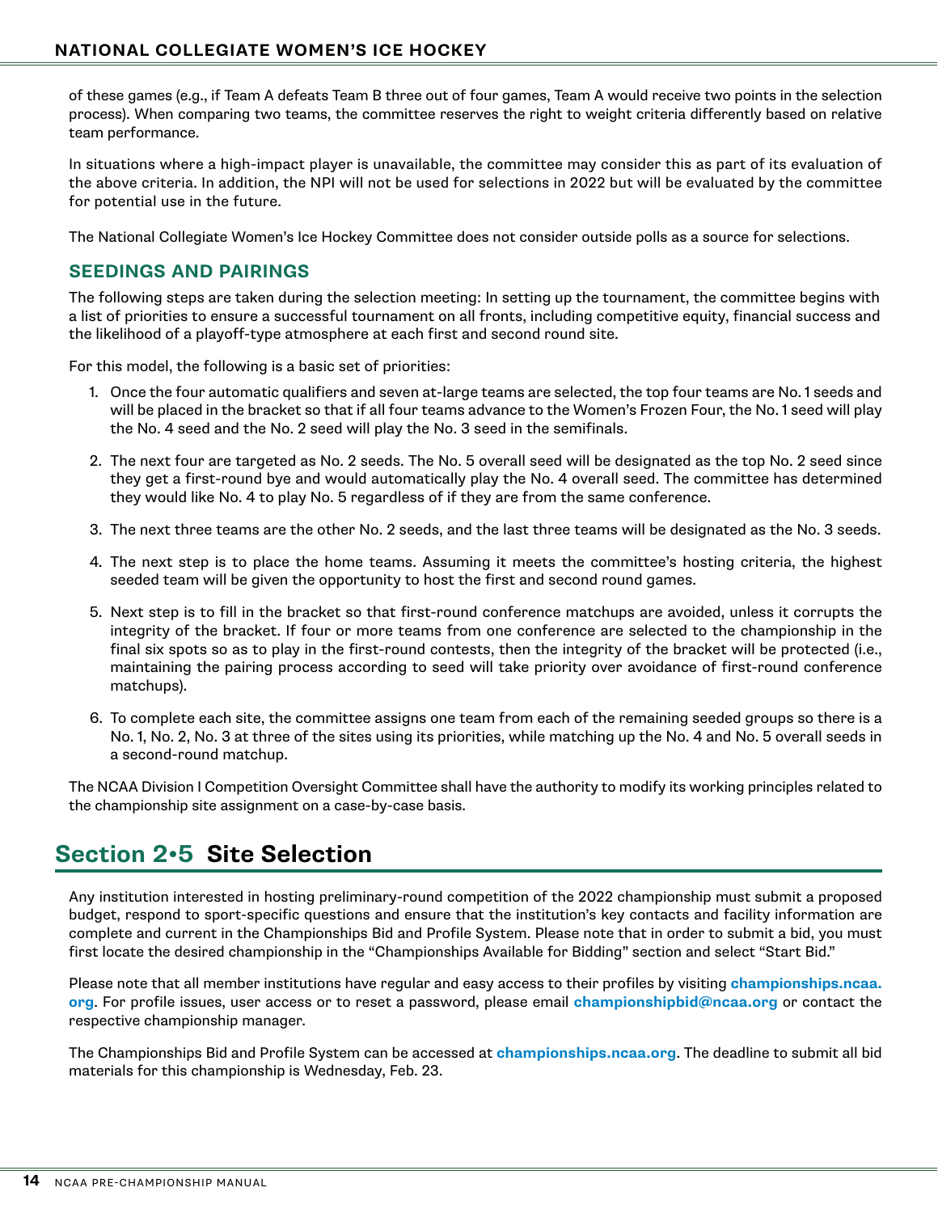of these games (e.g., if Team A defeats Team B three out of four games, Team A would receive two points in the selection process). When comparing two teams, the committee reserves the right to weight criteria differently based on relative team performance.

In situations where a high-impact player is unavailable, the committee may consider this as part of its evaluation of the above criteria. In addition, the NPI will not be used for selections in 2022 but will be evaluated by the committee for potential use in the future.

The National Collegiate Women's Ice Hockey Committee does not consider outside polls as a source for selections.

### SEEDINGS AND PAIRINGS

The following steps are taken during the selection meeting: In setting up the tournament, the committee begins with a list of priorities to ensure a successful tournament on all fronts, including competitive equity, financial success and the likelihood of a playoff-type atmosphere at each first and second round site.

For this model, the following is a basic set of priorities:

1. Once the four automatic qualifiers and seven at-large teams are selected, the top four teams are No. 1 seeds and will be placed in the bracket so that if all four teams advance to the Women's Frozen Four, the No. 1 seed will play the No. 4 seed and the No. 2 seed will play the No. 3 seed in the semifinals.
2. The next four are targeted as No. 2 seeds. The No. 5 overall seed will be designated as the top No. 2 seed since they get a first-round bye and would automatically play the No. 4 overall seed. The committee has determined they would like No. 4 to play No. 5 regardless of if they are from the same conference.
3. The next three teams are the other No. 2 seeds, and the last three teams will be designated as the No. 3 seeds.
4. The next step is to place the home teams. Assuming it meets the committee's hosting criteria, the highest seeded team will be given the opportunity to host the first and second round games.
5. Next step is to fill in the bracket so that first-round conference matchups are avoided, unless it corrupts the integrity of the bracket. If four or more teams from one conference are selected to the championship in the final six spots so as to play in the first-round contests, then the integrity of the bracket will be protected (i.e., maintaining the pairing process according to seed will take priority over avoidance of first-round conference matchups).
6. To complete each site, the committee assigns one team from each of the remaining seeded groups so there is a No. 1, No. 2, No. 3 at three of the sites using its priorities, while matching up the No. 4 and No. 5 overall seeds in a second-round matchup.

The NCAA Division I Competition Oversight Committee shall have the authority to modify its working principles related to the championship site assignment on a case-by-case basis.

## Section 2•5 Site Selection

Any institution interested in hosting preliminary-round competition of the 2022 championship must submit a proposed budget, respond to sport-specific questions and ensure that the institution's key contacts and facility information are complete and current in the Championships Bid and Profile System. Please note that in order to submit a bid, you must first locate the desired championship in the "Championships Available for Bidding" section and select "Start Bid."

Please note that all member institutions have regular and easy access to their profiles by visiting **championships.ncaa.org**. For profile issues, user access or to reset a password, please email **championshipbid@ncaa.org** or contact the respective championship manager.

The Championships Bid and Profile System can be accessed at **championships.ncaa.org**. The deadline to submit all bid materials for this championship is Wednesday, Feb. 23.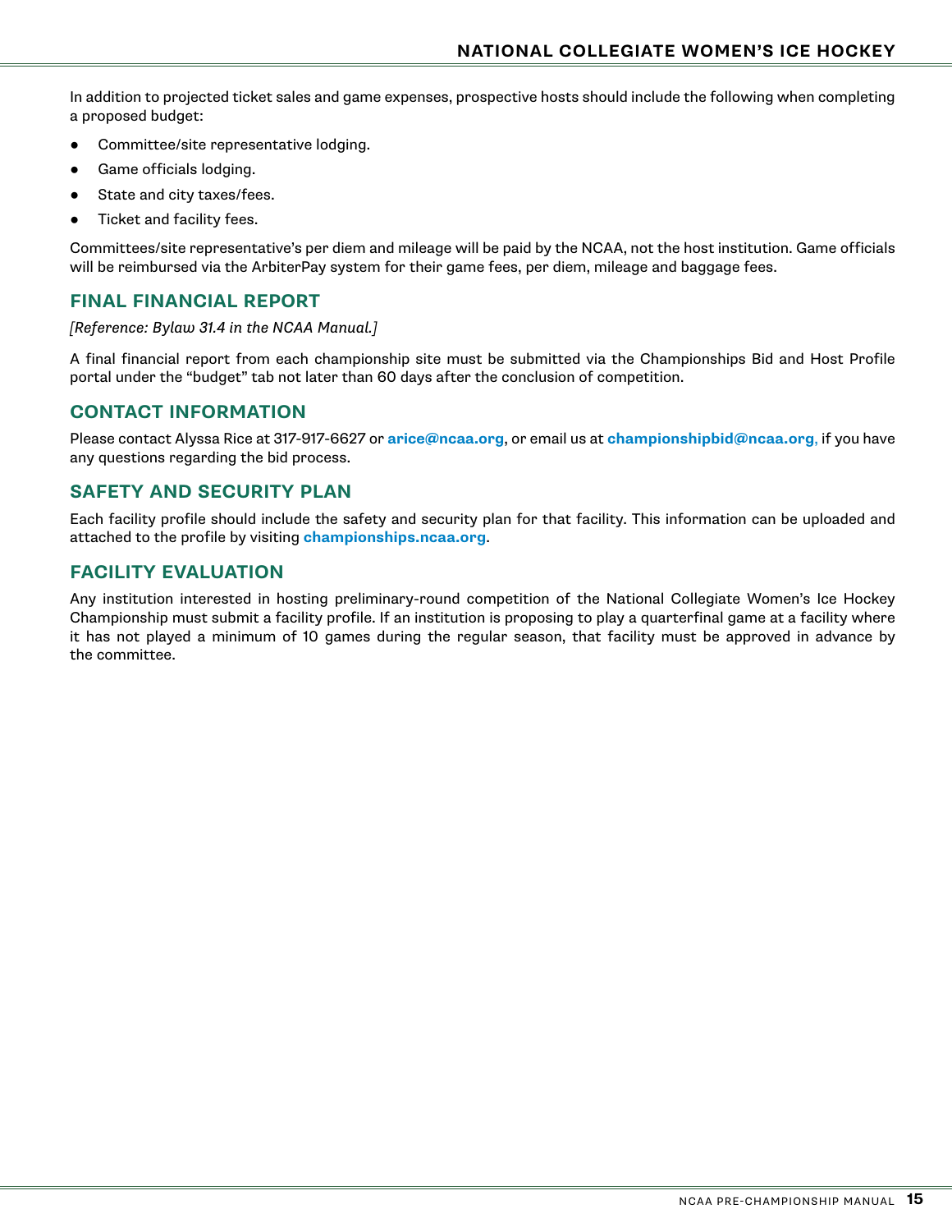In addition to projected ticket sales and game expenses, prospective hosts should include the following when completing a proposed budget:

- Committee/site representative lodging.
- Game officials lodging.
- State and city taxes/fees.
- Ticket and facility fees.

Committees/site representative's per diem and mileage will be paid by the NCAA, not the host institution. Game officials will be reimbursed via the ArbiterPay system for their game fees, per diem, mileage and baggage fees.

## FINAL FINANCIAL REPORT

*[Reference: Bylaw 31.4 in the NCAA Manual.]*

A final financial report from each championship site must be submitted via the Championships Bid and Host Profile portal under the "budget" tab not later than 60 days after the conclusion of competition.

## CONTACT INFORMATION

Please contact Alyssa Rice at 317-917-6627 or **arice@ncaa.org**, or email us at **championshipbid@ncaa.org,** if you have any questions regarding the bid process.

## SAFETY AND SECURITY PLAN

Each facility profile should include the safety and security plan for that facility. This information can be uploaded and attached to the profile by visiting **championships.ncaa.org**.

## FACILITY EVALUATION

Any institution interested in hosting preliminary-round competition of the National Collegiate Women's Ice Hockey Championship must submit a facility profile. If an institution is proposing to play a quarterfinal game at a facility where it has not played a minimum of 10 games during the regular season, that facility must be approved in advance by the committee.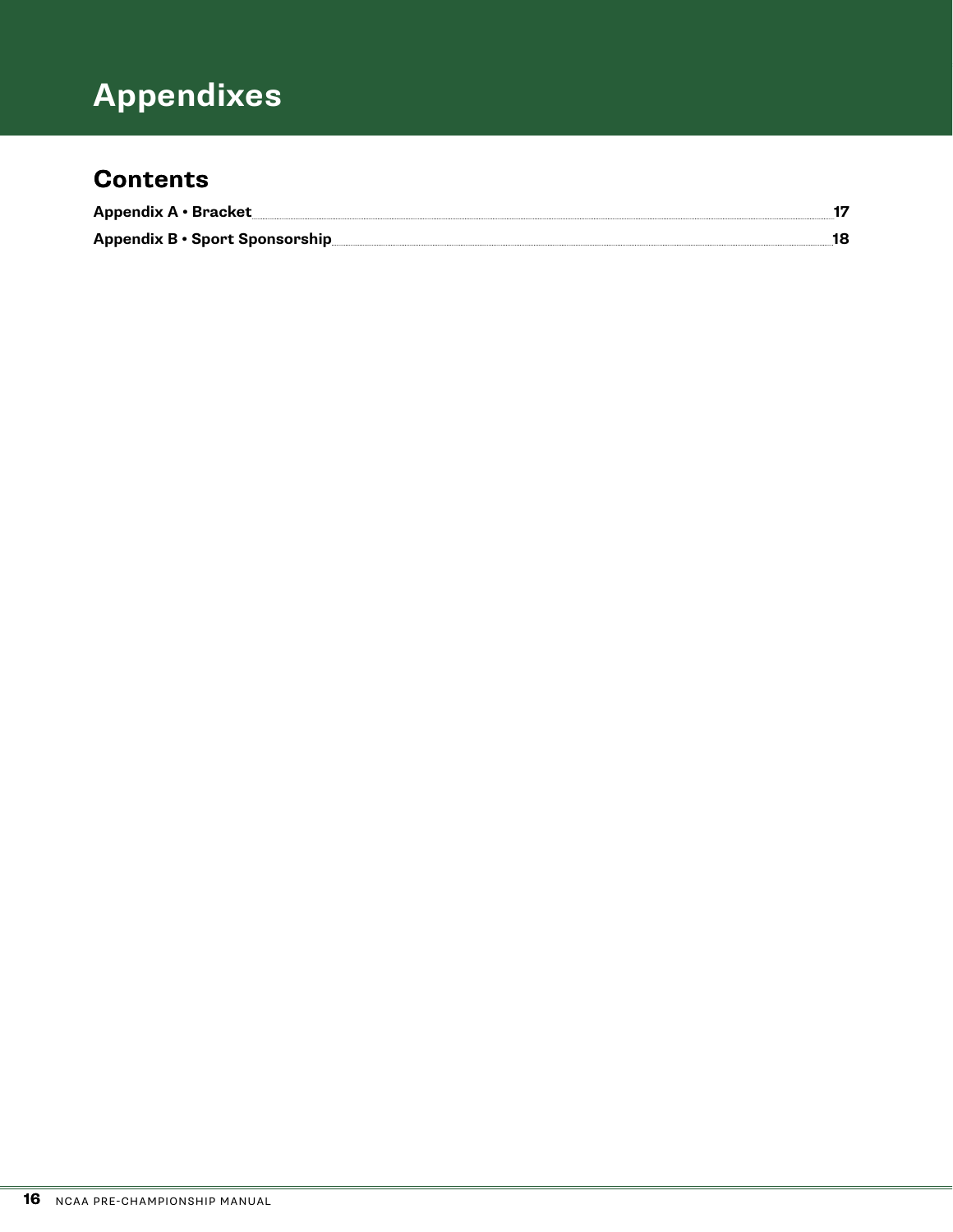# Appendixes

## Contents

**Appendix A • Bracket** ........ **17**

**Appendix B • Sport Sponsorship** ........ **18**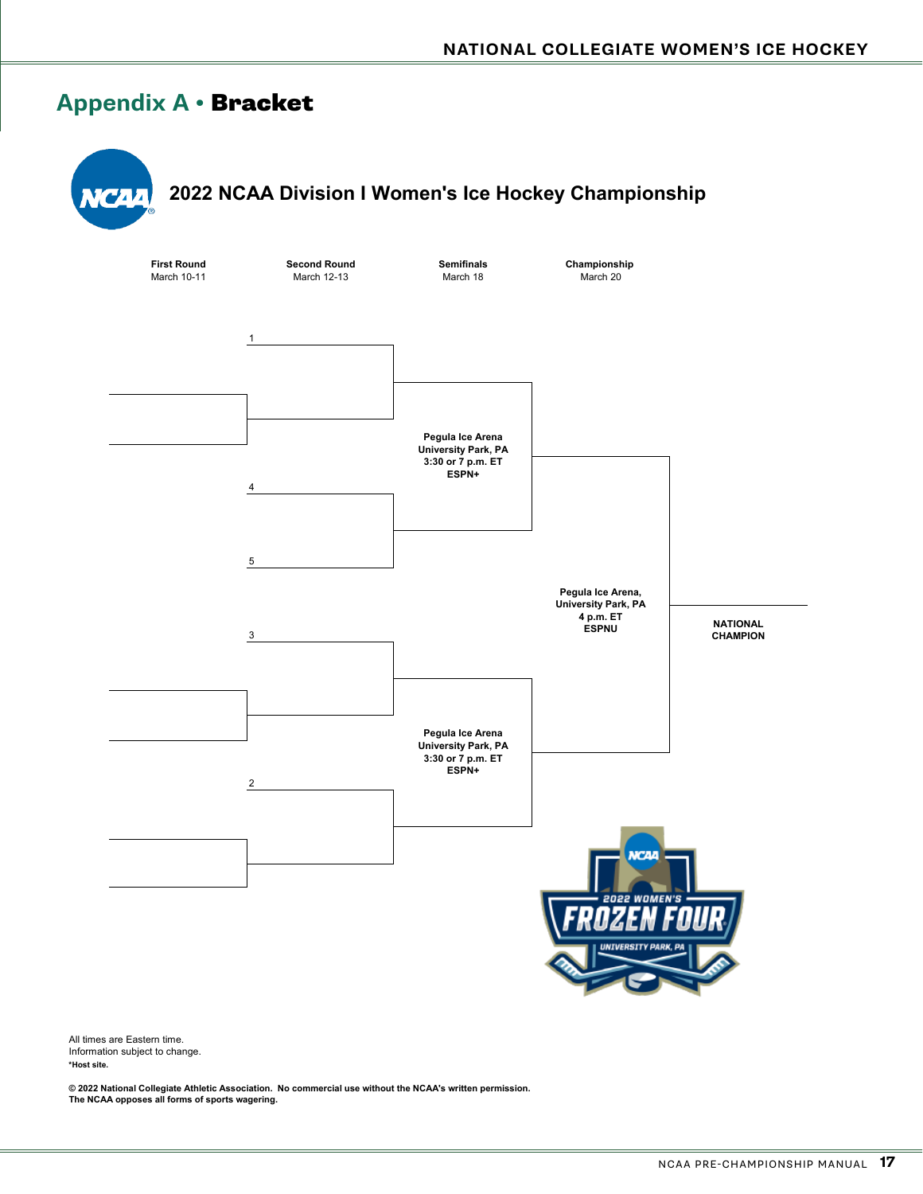# Appendix A • Bracket

## 2022 NCAA Division I Women's Ice Hockey Championship

| First Round | Second Round | Semifinals | Championship |
|---|---|---|---|
| March 10-11 | March 12-13 | March 18 | March 20 |

1

4

5

Pegula Ice Arena
University Park, PA
3:30 or 7 p.m. ET
ESPN+

Pegula Ice Arena,
University Park, PA
4 p.m. ET
ESPNU

NATIONAL CHAMPION

3

2

Pegula Ice Arena
University Park, PA
3:30 or 7 p.m. ET
ESPN+

All times are Eastern time.
Information subject to change.
*Host site.

**© 2022 National Collegiate Athletic Association. No commercial use without the NCAA's written permission.**
**The NCAA opposes all forms of sports wagering.**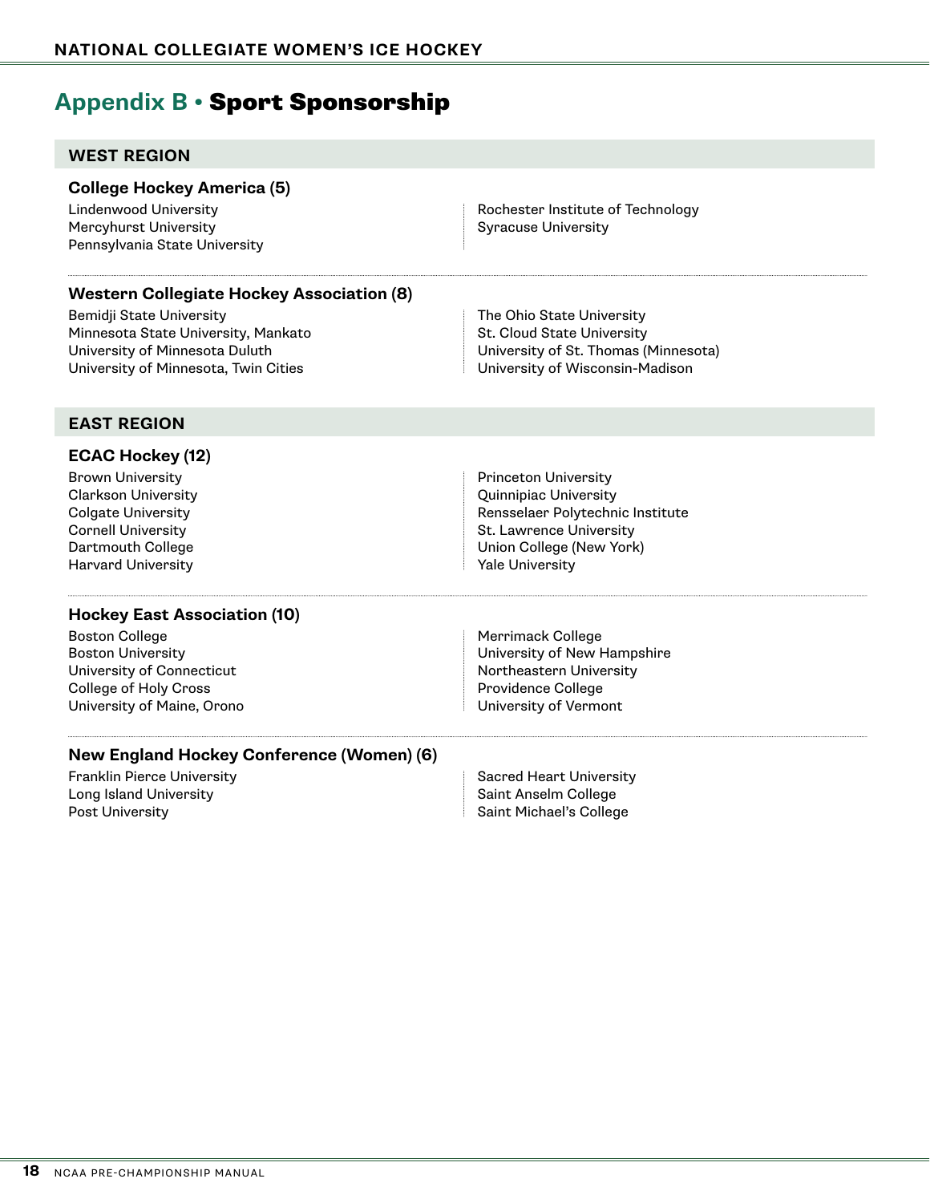## Appendix B • Sport Sponsorship

### WEST REGION

**College Hockey America (5)**

Lindenwood University
Mercyhurst University
Pennsylvania State University
Rochester Institute of Technology
Syracuse University

**Western Collegiate Hockey Association (8)**

Bemidji State University
Minnesota State University, Mankato
University of Minnesota Duluth
University of Minnesota, Twin Cities
The Ohio State University
St. Cloud State University
University of St. Thomas (Minnesota)
University of Wisconsin-Madison

### EAST REGION

**ECAC Hockey (12)**

Brown University
Clarkson University
Colgate University
Cornell University
Dartmouth College
Harvard University
Princeton University
Quinnipiac University
Rensselaer Polytechnic Institute
St. Lawrence University
Union College (New York)
Yale University

**Hockey East Association (10)**

Boston College
Boston University
University of Connecticut
College of Holy Cross
University of Maine, Orono
Merrimack College
University of New Hampshire
Northeastern University
Providence College
University of Vermont

**New England Hockey Conference (Women) (6)**

Franklin Pierce University
Long Island University
Post University
Sacred Heart University
Saint Anselm College
Saint Michael's College